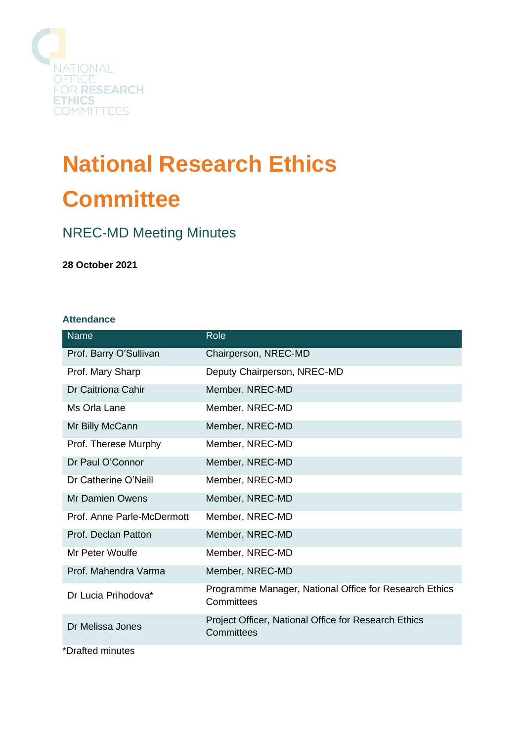NATIONAL OFFICE FOR RESEARCH ETHICS COMMITTEES

# National Research Ethics Committee

## NREC-MD Meeting Minutes

**28 October 2021**

### Attendance

| Name | Role |
|---|---|
| Prof. Barry O'Sullivan | Chairperson, NREC-MD |
| Prof. Mary Sharp | Deputy Chairperson, NREC-MD |
| Dr Caitriona Cahir | Member, NREC-MD |
| Ms Orla Lane | Member, NREC-MD |
| Mr Billy McCann | Member, NREC-MD |
| Prof. Therese Murphy | Member, NREC-MD |
| Dr Paul O'Connor | Member, NREC-MD |
| Dr Catherine O'Neill | Member, NREC-MD |
| Mr Damien Owens | Member, NREC-MD |
| Prof. Anne Parle-McDermott | Member, NREC-MD |
| Prof. Declan Patton | Member, NREC-MD |
| Mr Peter Woulfe | Member, NREC-MD |
| Prof. Mahendra Varma | Member, NREC-MD |
| Dr Lucia Prihodova* | Programme Manager, National Office for Research Ethics Committees |
| Dr Melissa Jones | Project Officer, National Office for Research Ethics Committees |

*Drafted minutes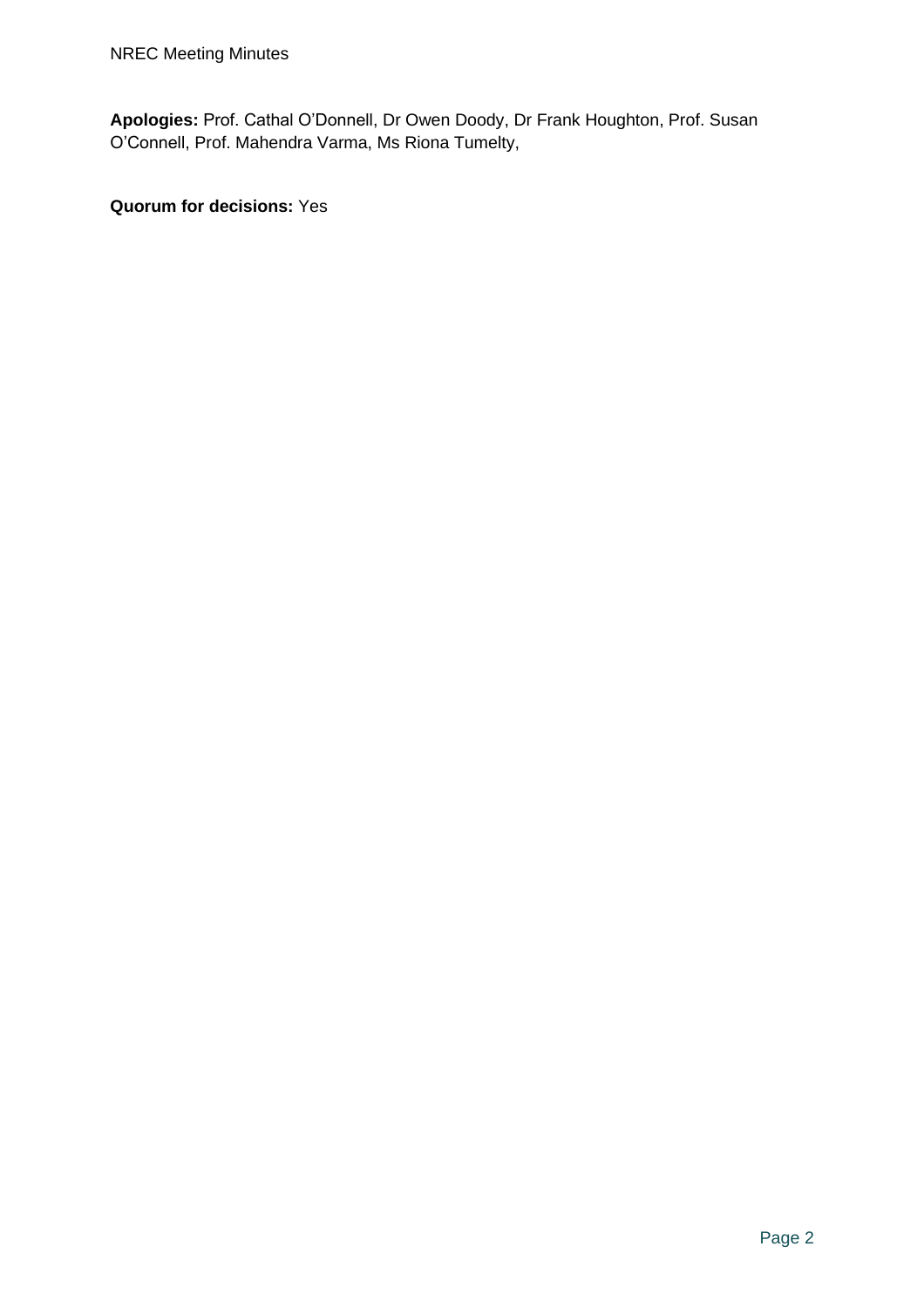**Apologies:** Prof. Cathal O'Donnell, Dr Owen Doody, Dr Frank Houghton, Prof. Susan O'Connell, Prof. Mahendra Varma, Ms Riona Tumelty,

**Quorum for decisions:** Yes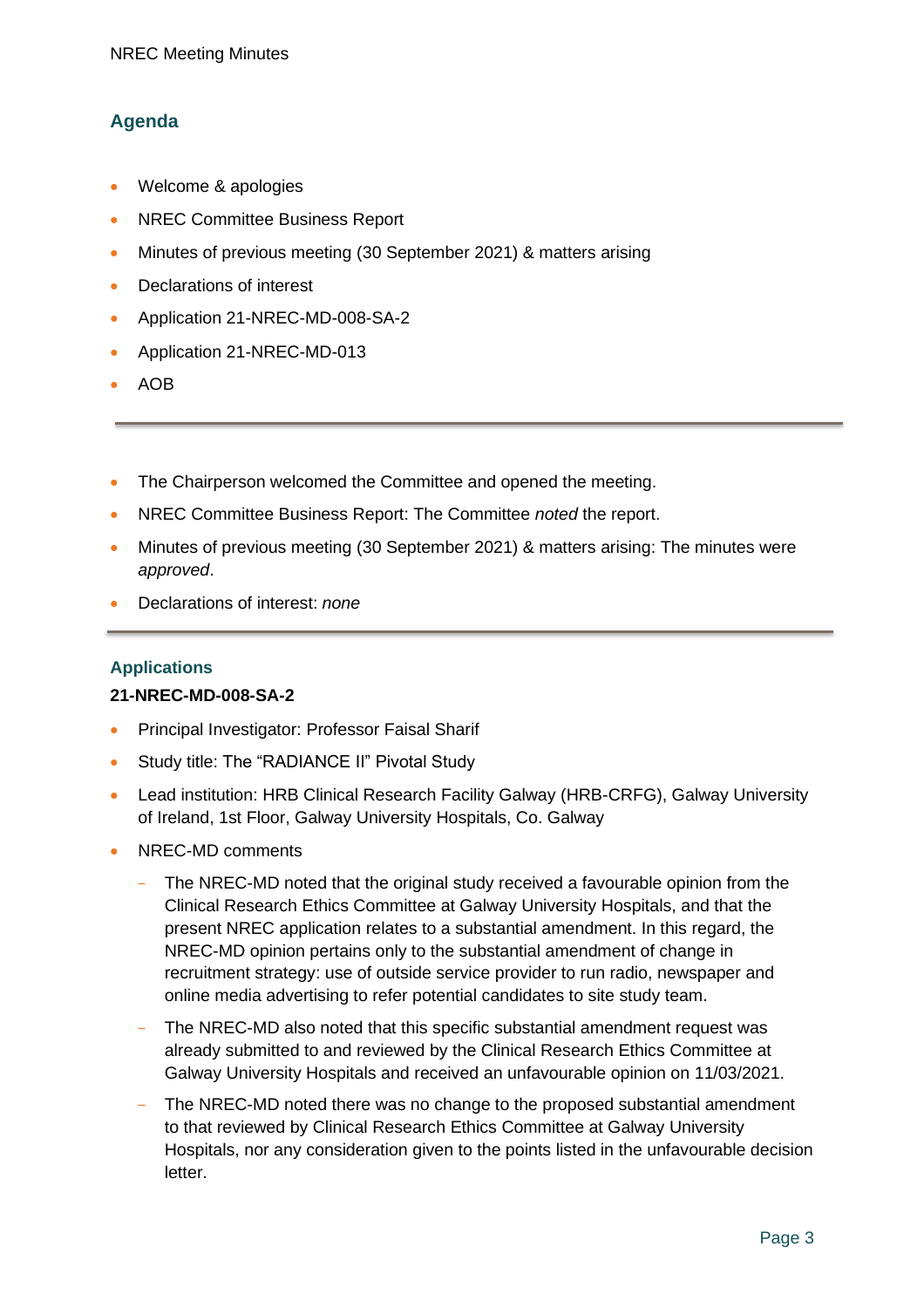## Agenda

- Welcome & apologies
- NREC Committee Business Report
- Minutes of previous meeting (30 September 2021) & matters arising
- Declarations of interest
- Application 21-NREC-MD-008-SA-2
- Application 21-NREC-MD-013
- AOB

---

- The Chairperson welcomed the Committee and opened the meeting.
- NREC Committee Business Report: The Committee *noted* the report.
- Minutes of previous meeting (30 September 2021) & matters arising: The minutes were *approved*.
- Declarations of interest: *none*

---

### Applications

**21-NREC-MD-008-SA-2**

- Principal Investigator: Professor Faisal Sharif
- Study title: The "RADIANCE II" Pivotal Study
- Lead institution: HRB Clinical Research Facility Galway (HRB-CRFG), Galway University of Ireland, 1st Floor, Galway University Hospitals, Co. Galway
- NREC-MD comments
  - The NREC-MD noted that the original study received a favourable opinion from the Clinical Research Ethics Committee at Galway University Hospitals, and that the present NREC application relates to a substantial amendment. In this regard, the NREC-MD opinion pertains only to the substantial amendment of change in recruitment strategy: use of outside service provider to run radio, newspaper and online media advertising to refer potential candidates to site study team.
  - The NREC-MD also noted that this specific substantial amendment request was already submitted to and reviewed by the Clinical Research Ethics Committee at Galway University Hospitals and received an unfavourable opinion on 11/03/2021.
  - The NREC-MD noted there was no change to the proposed substantial amendment to that reviewed by Clinical Research Ethics Committee at Galway University Hospitals, nor any consideration given to the points listed in the unfavourable decision letter.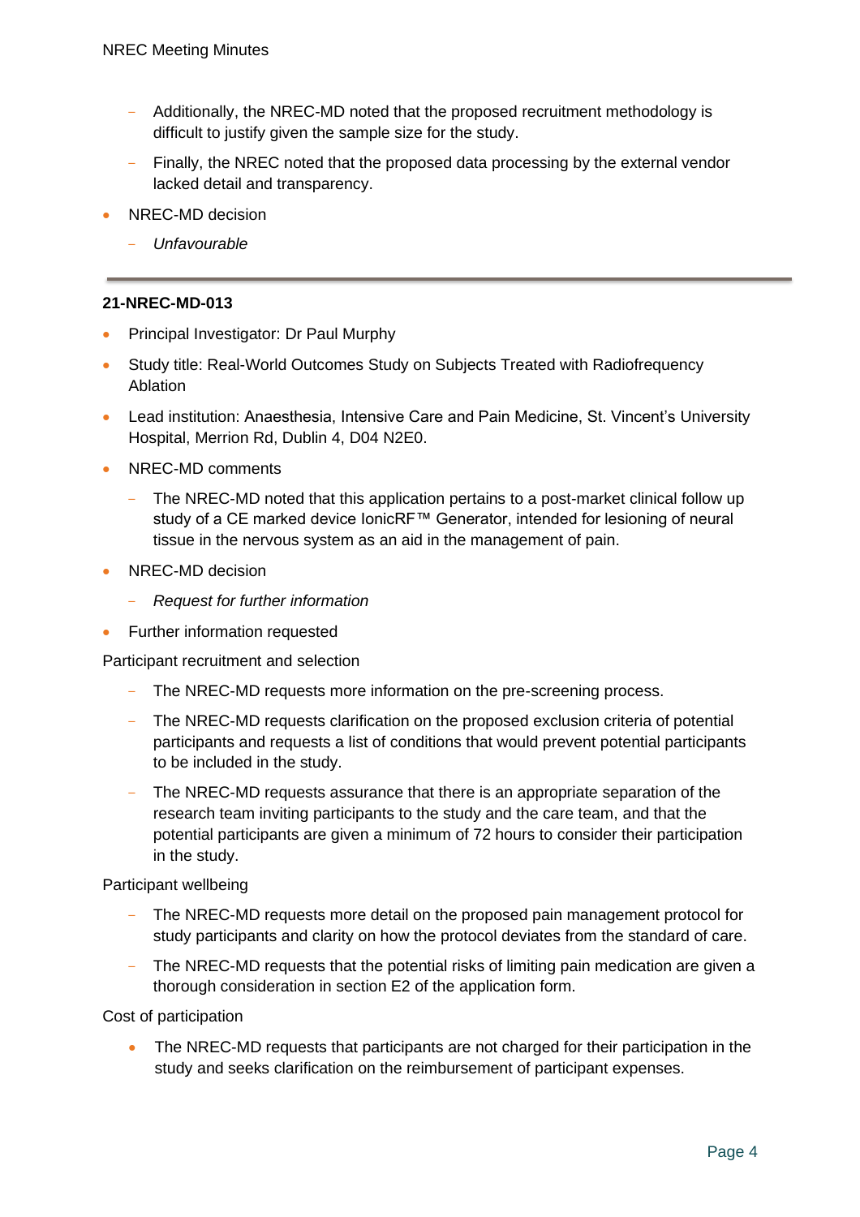- Additionally, the NREC-MD noted that the proposed recruitment methodology is difficult to justify given the sample size for the study.
- Finally, the NREC noted that the proposed data processing by the external vendor lacked detail and transparency.

- NREC-MD decision
  - *Unfavourable*

---

**21-NREC-MD-013**

- Principal Investigator: Dr Paul Murphy
- Study title: Real-World Outcomes Study on Subjects Treated with Radiofrequency Ablation
- Lead institution: Anaesthesia, Intensive Care and Pain Medicine, St. Vincent's University Hospital, Merrion Rd, Dublin 4, D04 N2E0.
- NREC-MD comments
  - The NREC-MD noted that this application pertains to a post-market clinical follow up study of a CE marked device IonicRF™ Generator, intended for lesioning of neural tissue in the nervous system as an aid in the management of pain.
- NREC-MD decision
  - *Request for further information*
- Further information requested

Participant recruitment and selection

- The NREC-MD requests more information on the pre-screening process.
- The NREC-MD requests clarification on the proposed exclusion criteria of potential participants and requests a list of conditions that would prevent potential participants to be included in the study.
- The NREC-MD requests assurance that there is an appropriate separation of the research team inviting participants to the study and the care team, and that the potential participants are given a minimum of 72 hours to consider their participation in the study.

Participant wellbeing

- The NREC-MD requests more detail on the proposed pain management protocol for study participants and clarity on how the protocol deviates from the standard of care.
- The NREC-MD requests that the potential risks of limiting pain medication are given a thorough consideration in section E2 of the application form.

Cost of participation

- The NREC-MD requests that participants are not charged for their participation in the study and seeks clarification on the reimbursement of participant expenses.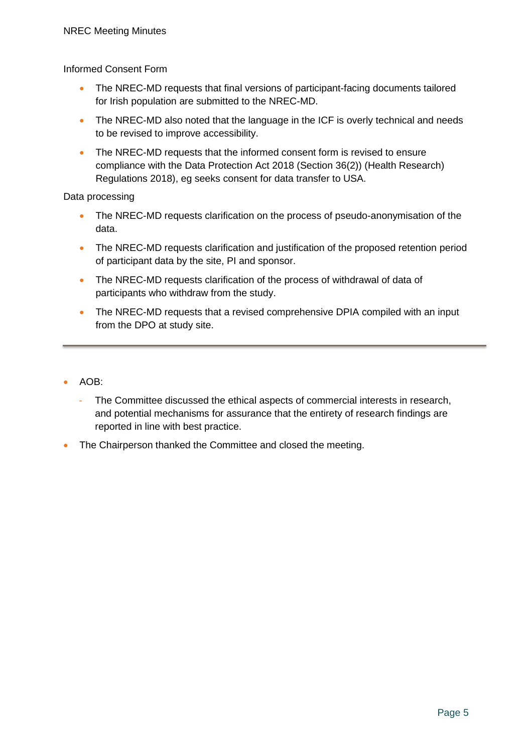Informed Consent Form

- The NREC-MD requests that final versions of participant-facing documents tailored for Irish population are submitted to the NREC-MD.
- The NREC-MD also noted that the language in the ICF is overly technical and needs to be revised to improve accessibility.
- The NREC-MD requests that the informed consent form is revised to ensure compliance with the Data Protection Act 2018 (Section 36(2)) (Health Research) Regulations 2018), eg seeks consent for data transfer to USA.

Data processing

- The NREC-MD requests clarification on the process of pseudo-anonymisation of the data.
- The NREC-MD requests clarification and justification of the proposed retention period of participant data by the site, PI and sponsor.
- The NREC-MD requests clarification of the process of withdrawal of data of participants who withdraw from the study.
- The NREC-MD requests that a revised comprehensive DPIA compiled with an input from the DPO at study site.

---

- AOB:
  - The Committee discussed the ethical aspects of commercial interests in research, and potential mechanisms for assurance that the entirety of research findings are reported in line with best practice.
- The Chairperson thanked the Committee and closed the meeting.